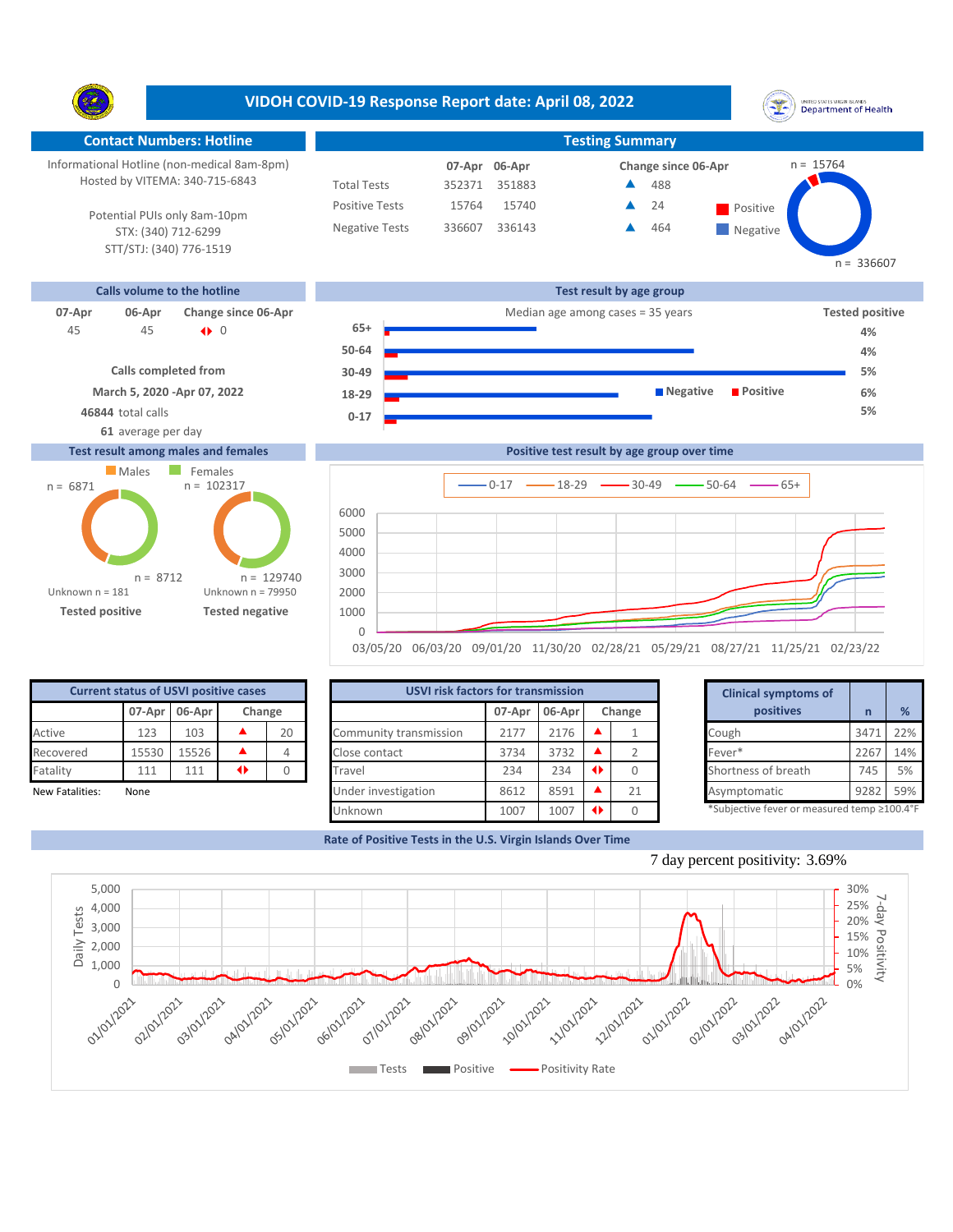# VIDOH COVID-19 Response Report date: April 08, 2022

## Contact Numbers: Hotline

Informational Hotline (non-medical 8am-8pm)
Hosted by VITEMA: 340-715-6843

Potential PUIs only 8am-10pm
STX: (340) 712-6299
STT/STJ: (340) 776-1519

## Testing Summary

| | 07-Apr | 06-Apr | Change since 06-Apr |
|---|---|---|---|
| Total Tests | 352371 | 351883 | ▲ 488 |
| Positive Tests | 15764 | 15740 | ▲ 24 |
| Negative Tests | 336607 | 336143 | ▲ 464 |

Positive n = 15764; Negative n = 336607

## Calls volume to the hotline

| 07-Apr | 06-Apr | Change since 06-Apr |
|---|---|---|
| 45 | 45 | ◆ 0 |

Calls completed from
March 5, 2020 -Apr 07, 2022
**46844** total calls
**61** average per day

## Test result by age group

Median age among cases = 35 years

| Age group | Tested positive |
|---|---|
| 65+ | 4% |
| 50-64 | 4% |
| 30-49 | 5% |
| 18-29 | 6% |
| 0-17 | 5% |

## Test result among males and females

| | Males | Females |
|---|---|---|
| Tested positive | n = 6871 | n = 8712 |
| Tested negative | n = 102317 | n = 129740 |

Tested positive: Unknown n = 181
Tested negative: Unknown n = 79950

## Positive test result by age group over time

Series: 0-17, 18-29, 30-49, 50-64, 65+ (03/05/20 – 02/23/22)

## Current status of USVI positive cases

| | 07-Apr | 06-Apr | Change |
|---|---|---|---|
| Active | 123 | 103 | ▲ 20 |
| Recovered | 15530 | 15526 | ▲ 4 |
| Fatality | 111 | 111 | ◆ 0 |

New Fatalities: None

## USVI risk factors for transmission

| | 07-Apr | 06-Apr | Change |
|---|---|---|---|
| Community transmission | 2177 | 2176 | ▲ 1 |
| Close contact | 3734 | 3732 | ▲ 2 |
| Travel | 234 | 234 | ◆ 0 |
| Under investigation | 8612 | 8591 | ▲ 21 |
| Unknown | 1007 | 1007 | ◆ 0 |

## Clinical symptoms of positives

| | n | % |
|---|---|---|
| Cough | 3471 | 22% |
| Fever* | 2267 | 14% |
| Shortness of breath | 745 | 5% |
| Asymptomatic | 9282 | 59% |

*Subjective fever or measured temp ≥100.4°F

## Rate of Positive Tests in the U.S. Virgin Islands Over Time

7 day percent positivity: 3.69%

Legend: Tests, Positive, Positivity Rate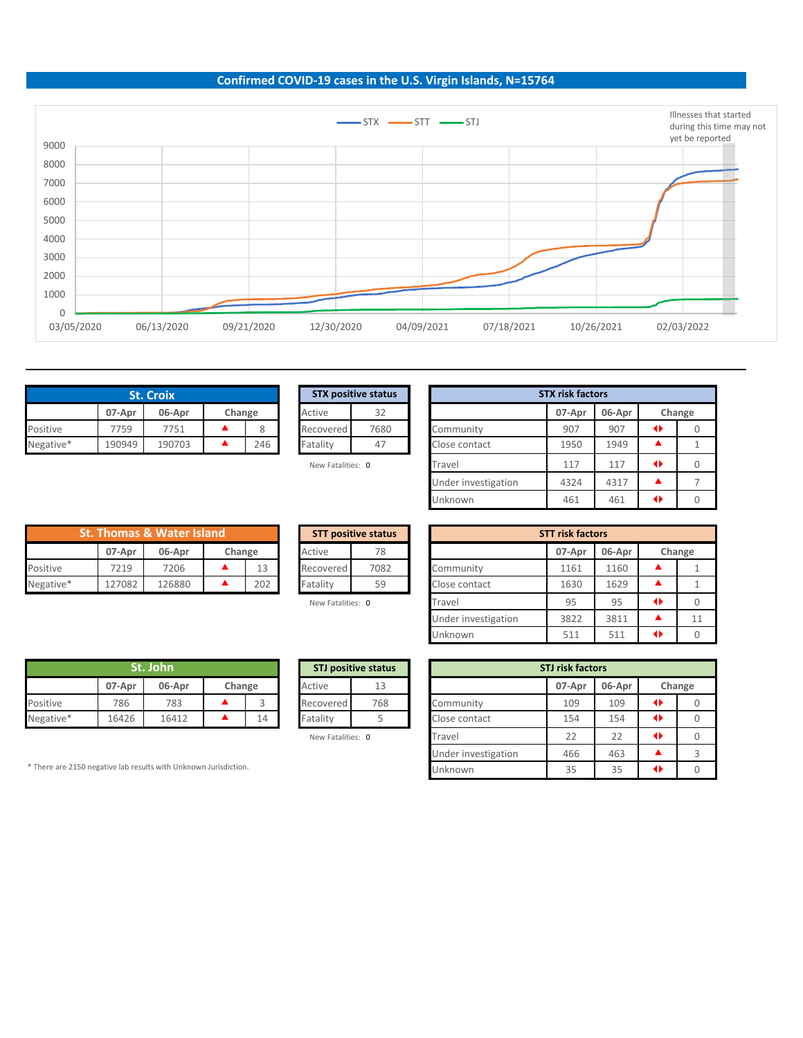## Confirmed COVID-19 cases in the U.S. Virgin Islands, N=15764

STX STT STJ

Illnesses that started during this time may not yet be reported

9000
8000
7000
6000
5000
4000
3000
2000
1000
0

03/05/2020 06/13/2020 09/21/2020 12/30/2020 04/09/2021 07/18/2021 10/26/2021 02/03/2022

| St. Croix | 07-Apr | 06-Apr | Change | |
|---|---|---|---|---|
| Positive | 7759 | 7751 | ▲ | 8 |
| Negative* | 190949 | 190703 | ▲ | 246 |

| STX positive status | |
|---|---|
| Active | 32 |
| Recovered | 7680 |
| Fatality | 47 |

New Fatalities: 0

| STX risk factors | 07-Apr | 06-Apr | Change | |
|---|---|---|---|---|
| Community | 907 | 907 | ◄► | 0 |
| Close contact | 1950 | 1949 | ▲ | 1 |
| Travel | 117 | 117 | ◄► | 0 |
| Under investigation | 4324 | 4317 | ▲ | 7 |
| Unknown | 461 | 461 | ◄► | 0 |

| St. Thomas & Water Island | 07-Apr | 06-Apr | Change | |
|---|---|---|---|---|
| Positive | 7219 | 7206 | ▲ | 13 |
| Negative* | 127082 | 126880 | ▲ | 202 |

| STT positive status | |
|---|---|
| Active | 78 |
| Recovered | 7082 |
| Fatality | 59 |

New Fatalities: 0

| STT risk factors | 07-Apr | 06-Apr | Change | |
|---|---|---|---|---|
| Community | 1161 | 1160 | ▲ | 1 |
| Close contact | 1630 | 1629 | ▲ | 1 |
| Travel | 95 | 95 | ◄► | 0 |
| Under investigation | 3822 | 3811 | ▲ | 11 |
| Unknown | 511 | 511 | ◄► | 0 |

| St. John | 07-Apr | 06-Apr | Change | |
|---|---|---|---|---|
| Positive | 786 | 783 | ▲ | 3 |
| Negative* | 16426 | 16412 | ▲ | 14 |

| STJ positive status | |
|---|---|
| Active | 13 |
| Recovered | 768 |
| Fatality | 5 |

New Fatalities: 0

| STJ risk factors | 07-Apr | 06-Apr | Change | |
|---|---|---|---|---|
| Community | 109 | 109 | ◄► | 0 |
| Close contact | 154 | 154 | ◄► | 0 |
| Travel | 22 | 22 | ◄► | 0 |
| Under investigation | 466 | 463 | ▲ | 3 |
| Unknown | 35 | 35 | ◄► | 0 |

* There are 2150 negative lab results with Unknown Jurisdiction.